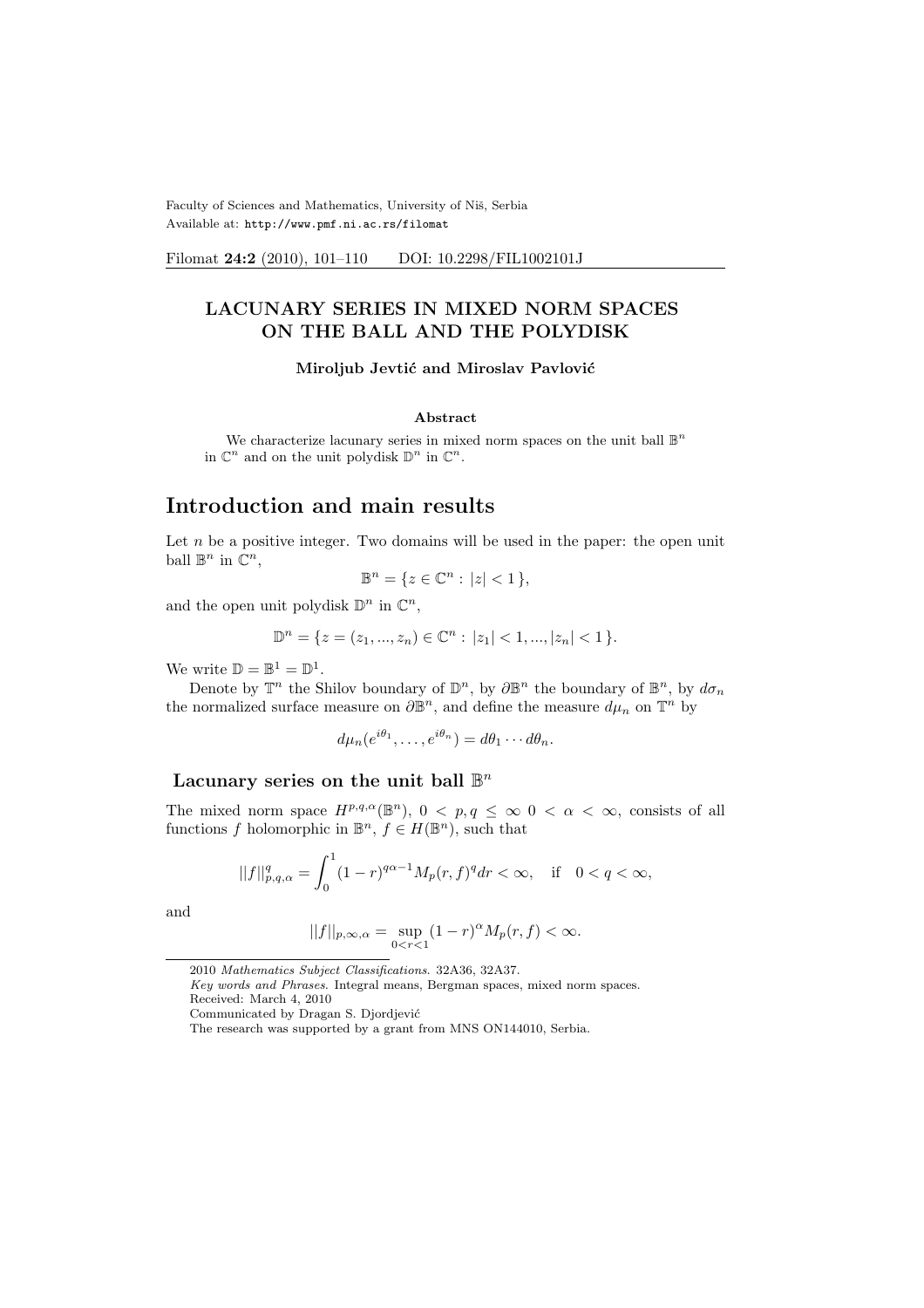Faculty of Sciences and Mathematics, University of Niš, Serbia
Available at: http://www.pmf.ni.ac.rs/filomat

Filomat **24:2** (2010), 101–110 DOI: 10.2298/FIL1002101J

# LACUNARY SERIES IN MIXED NORM SPACES ON THE BALL AND THE POLYDISK

**Miroljub Jevtić and Miroslav Pavlović**

### Abstract

We characterize lacunary series in mixed norm spaces on the unit ball $\mathbb{B}^n$ in $\mathbb{C}^n$ and on the unit polydisk $\mathbb{D}^n$ in $\mathbb{C}^n$.

# Introduction and main results

Let $n$ be a positive integer. Two domains will be used in the paper: the open unit ball $\mathbb{B}^n$ in $\mathbb{C}^n$,

$$\mathbb{B}^n = \{z \in \mathbb{C}^n : |z| < 1\},$$

and the open unit polydisk $\mathbb{D}^n$ in $\mathbb{C}^n$,

$$\mathbb{D}^n = \{z = (z_1, ..., z_n) \in \mathbb{C}^n : |z_1| < 1, ..., |z_n| < 1\}.$$

We write $\mathbb{D} = \mathbb{B}^1 = \mathbb{D}^1$.

Denote by $\mathbb{T}^n$ the Shilov boundary of $\mathbb{D}^n$, by $\partial\mathbb{B}^n$ the boundary of $\mathbb{B}^n$, by $d\sigma_n$ the normalized surface measure on $\partial\mathbb{B}^n$, and define the measure $d\mu_n$ on $\mathbb{T}^n$ by

$$d\mu_n(e^{i\theta_1}, \dots, e^{i\theta_n}) = d\theta_1 \cdots d\theta_n.$$

## Lacunary series on the unit ball $\mathbb{B}^n$

The mixed norm space $H^{p,q,\alpha}(\mathbb{B}^n)$, $0 < p, q \leq \infty$ $0 < \alpha < \infty$, consists of all functions $f$ holomorphic in $\mathbb{B}^n$, $f \in H(\mathbb{B}^n)$, such that

$$||f||^q_{p,q,\alpha} = \int_0^1 (1-r)^{q\alpha-1} M_p(r,f)^q dr < \infty, \quad \text{if} \quad 0 < q < \infty,$$

and

$$||f||_{p,\infty,\alpha} = \sup_{0<r<1} (1-r)^{\alpha} M_p(r,f) < \infty.$$

2010 *Mathematics Subject Classifications*. 32A36, 32A37.
*Key words and Phrases*. Integral means, Bergman spaces, mixed norm spaces.
Received: March 4, 2010
Communicated by Dragan S. Djordjević
The research was supported by a grant from MNS ON144010, Serbia.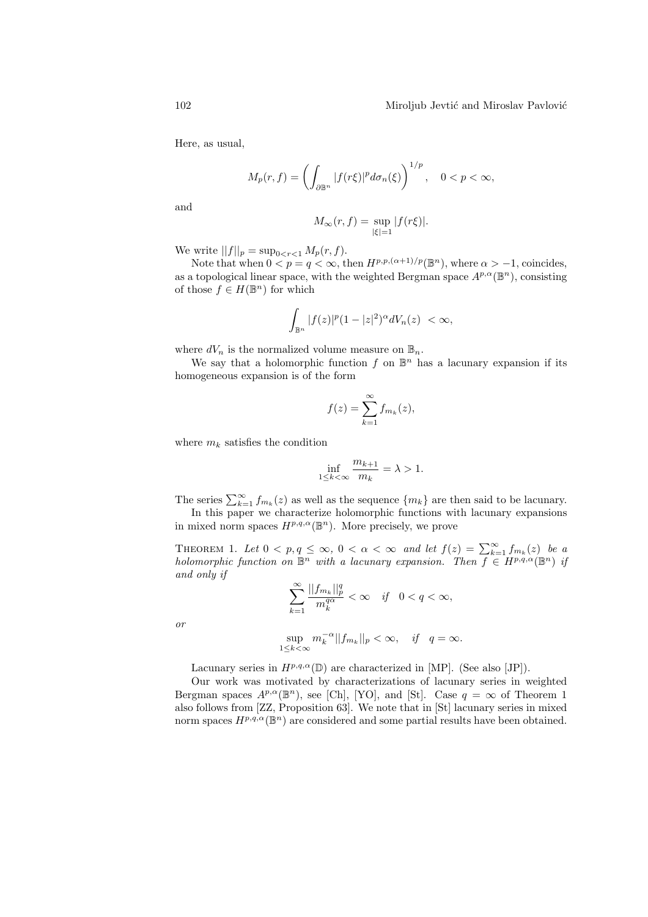Here, as usual,

$$M_p(r,f) = \left( \int_{\partial \mathbb{B}^n} |f(r\xi)|^p d\sigma_n(\xi) \right)^{1/p}, \quad 0 < p < \infty,$$

and

$$M_\infty(r,f) = \sup_{|\xi|=1} |f(r\xi)|.$$

We write $||f||_p = \sup_{0<r<1} M_p(r,f)$.

Note that when $0 < p = q < \infty$, then $H^{p,p,(\alpha+1)/p}(\mathbb{B}^n)$, where $\alpha > -1$, coincides, as a topological linear space, with the weighted Bergman space $A^{p,\alpha}(\mathbb{B}^n)$, consisting of those $f \in H(\mathbb{B}^n)$ for which

$$\int_{\mathbb{B}^n} |f(z)|^p (1-|z|^2)^\alpha dV_n(z) \ < \infty,$$

where $dV_n$ is the normalized volume measure on $\mathbb{B}_n$.

We say that a holomorphic function $f$ on $\mathbb{B}^n$ has a lacunary expansion if its homogeneous expansion is of the form

$$f(z) = \sum_{k=1}^{\infty} f_{m_k}(z),$$

where $m_k$ satisfies the condition

$$\inf_{1 \le k < \infty} \frac{m_{k+1}}{m_k} = \lambda > 1.$$

The series $\sum_{k=1}^{\infty} f_{m_k}(z)$ as well as the sequence $\{m_k\}$ are then said to be lacunary.

In this paper we characterize holomorphic functions with lacunary expansions in mixed norm spaces $H^{p,q,\alpha}(\mathbb{B}^n)$. More precisely, we prove

Theorem 1. *Let $0 < p, q \le \infty$, $0 < \alpha < \infty$ and let $f(z) = \sum_{k=1}^{\infty} f_{m_k}(z)$ be a holomorphic function on $\mathbb{B}^n$ with a lacunary expansion. Then $f \in H^{p,q,\alpha}(\mathbb{B}^n)$ if and only if*

$$\sum_{k=1}^{\infty} \frac{||f_{m_k}||_p^q}{m_k^{q\alpha}} < \infty \quad \textit{if} \quad 0 < q < \infty,$$

*or*

$$\sup_{1 \le k < \infty} m_k^{-\alpha} ||f_{m_k}||_p < \infty, \quad \textit{if} \quad q = \infty.$$

Lacunary series in $H^{p,q,\alpha}(\mathbb{D})$ are characterized in [MP]. (See also [JP]).

Our work was motivated by characterizations of lacunary series in weighted Bergman spaces $A^{p,\alpha}(\mathbb{B}^n)$, see [Ch], [YO], and [St]. Case $q = \infty$ of Theorem 1 also follows from [ZZ, Proposition 63]. We note that in [St] lacunary series in mixed norm spaces $H^{p,q,\alpha}(\mathbb{B}^n)$ are considered and some partial results have been obtained.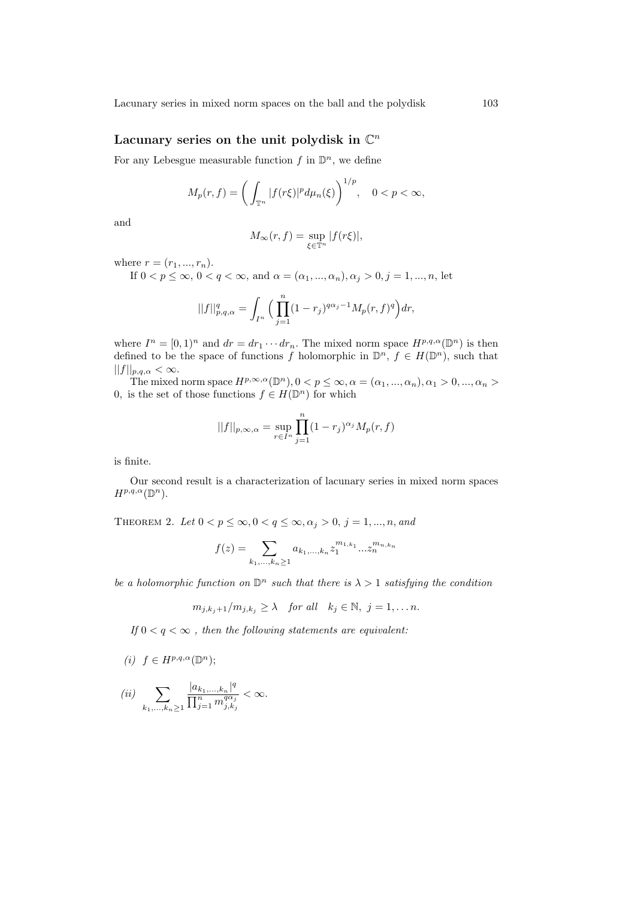## Lacunary series on the unit polydisk in $\mathbb{C}^n$

For any Lebesgue measurable function $f$ in $\mathbb{D}^n$, we define

$$M_p(r,f) = \left( \int_{\mathbb{T}^n} |f(r\xi)|^p d\mu_n(\xi) \right)^{1/p}, \quad 0 < p < \infty,$$

and

$$M_\infty(r,f) = \sup_{\xi \in \mathbb{T}^n} |f(r\xi)|,$$

where $r = (r_1, ..., r_n)$.

If $0 < p \le \infty$, $0 < q < \infty$, and $\alpha = (\alpha_1, ..., \alpha_n), \alpha_j > 0, j = 1, ..., n$, let

$$||f||_{p,q,\alpha}^q = \int_{I^n} \Big( \prod_{j=1}^n (1 - r_j)^{q\alpha_j - 1} M_p(r,f)^q \Big) dr,$$

where $I^n = [0,1)^n$ and $dr = dr_1 \cdots dr_n$. The mixed norm space $H^{p,q,\alpha}(\mathbb{D}^n)$ is then defined to be the space of functions $f$ holomorphic in $\mathbb{D}^n$, $f \in H(\mathbb{D}^n)$, such that $||f||_{p,q,\alpha} < \infty$.

The mixed norm space $H^{p,\infty,\alpha}(\mathbb{D}^n), 0 < p \le \infty, \alpha = (\alpha_1, ..., \alpha_n), \alpha_1 > 0, ..., \alpha_n > 0,$ is the set of those functions $f \in H(\mathbb{D}^n)$ for which

$$||f||_{p,\infty,\alpha} = \sup_{r \in I^n} \prod_{j=1}^n (1 - r_j)^{\alpha_j} M_p(r,f)$$

is finite.

Our second result is a characterization of lacunary series in mixed norm spaces $H^{p,q,\alpha}(\mathbb{D}^n)$.

Theorem 2. *Let $0 < p \le \infty, 0 < q \le \infty, \alpha_j > 0,\ j = 1, ..., n,$ and*

$$f(z) = \sum_{k_1, ..., k_n \ge 1} a_{k_1,...,k_n} z_1^{m_{1,k_1}} ... z_n^{m_{n,k_n}}$$

*be a holomorphic function on $\mathbb{D}^n$ such that there is $\lambda > 1$ satisfying the condition*

$$m_{j,k_j+1}/m_{j,k_j} \ge \lambda \quad \textit{for all} \quad k_j \in \mathbb{N},\ j = 1, \ldots n.$$

*If $0 < q < \infty$ , then the following statements are equivalent:*

*(i)* $f \in H^{p,q,\alpha}(\mathbb{D}^n)$;

*(ii)* $\displaystyle\sum_{k_1,...,k_n \ge 1} \frac{|a_{k_1,...,k_n}|^q}{\prod_{j=1}^n m_{j,k_j}^{q\alpha_j}} < \infty.$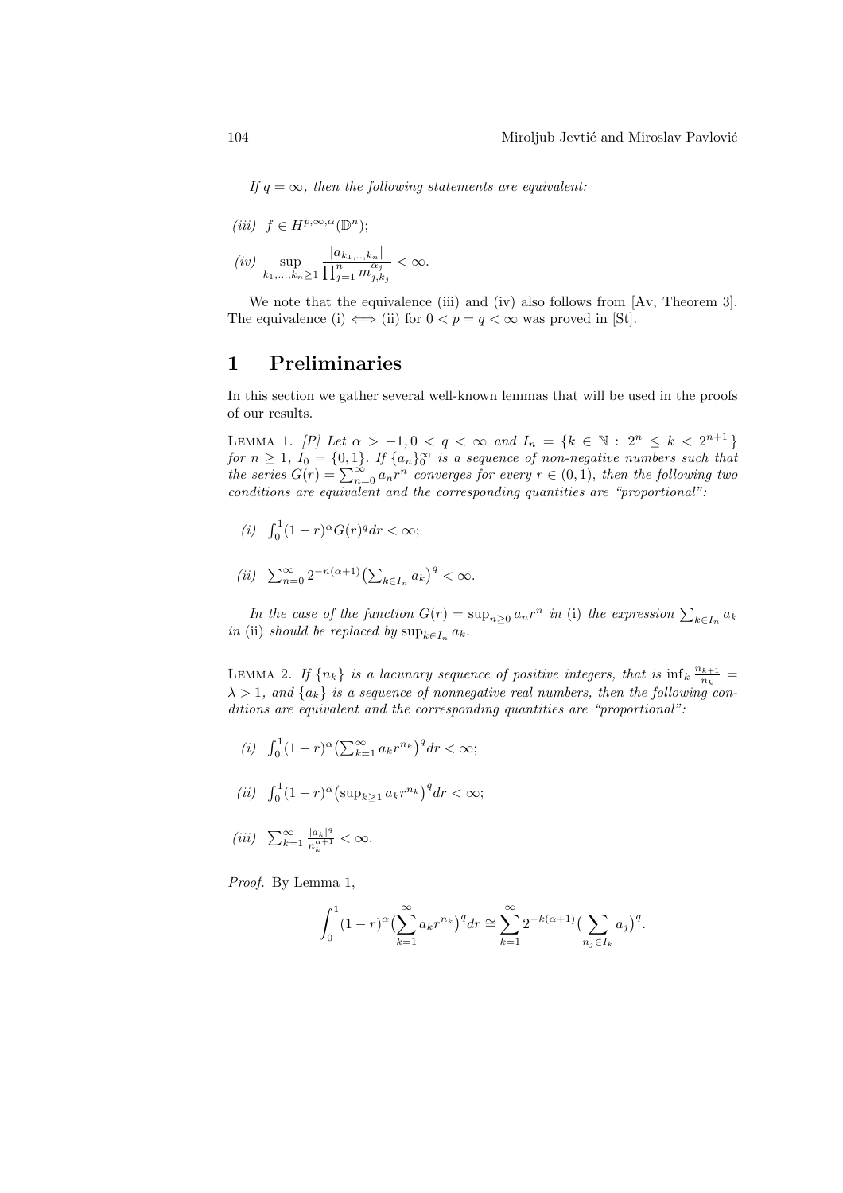*If $q = \infty$, then the following statements are equivalent:*

*(iii)* $f \in H^{p,\infty,\alpha}(\mathbb{D}^n)$;

*(iv)* $\displaystyle\sup_{k_1,\dots,k_n \geq 1} \frac{|a_{k_1,\dots,k_n}|}{\prod_{j=1}^n m_{j,k_j}^{\alpha_j}} < \infty.$

We note that the equivalence (iii) and (iv) also follows from [Av, Theorem 3]. The equivalence (i) $\Longleftrightarrow$ (ii) for $0 < p = q < \infty$ was proved in [St].

# 1 Preliminaries

In this section we gather several well-known lemmas that will be used in the proofs of our results.

Lemma 1. *[P] Let $\alpha > -1, 0 < q < \infty$ and $I_n = \{k \in \mathbb{N} : 2^n \leq k < 2^{n+1}\}$ for $n \geq 1$, $I_0 = \{0, 1\}$. If $\{a_n\}_0^\infty$ is a sequence of non-negative numbers such that the series $G(r) = \sum_{n=0}^\infty a_n r^n$ converges for every $r \in (0,1)$, then the following two conditions are equivalent and the corresponding quantities are "proportional":*

*(i)* $\int_0^1 (1-r)^\alpha G(r)^q dr < \infty$;

*(ii)* $\sum_{n=0}^\infty 2^{-n(\alpha+1)} \big(\sum_{k \in I_n} a_k\big)^q < \infty$.

*In the case of the function $G(r) = \sup_{n \geq 0} a_n r^n$ in* (i) *the expression $\sum_{k \in I_n} a_k$ in* (ii) *should be replaced by $\sup_{k \in I_n} a_k$.*

Lemma 2. *If $\{n_k\}$ is a lacunary sequence of positive integers, that is $\inf_k \frac{n_{k+1}}{n_k} = \lambda > 1$, and $\{a_k\}$ is a sequence of nonnegative real numbers, then the following conditions are equivalent and the corresponding quantities are "proportional":*

*(i)* $\int_0^1 (1-r)^\alpha \big(\sum_{k=1}^\infty a_k r^{n_k}\big)^q dr < \infty$;

*(ii)* $\int_0^1 (1-r)^\alpha \big(\sup_{k \geq 1} a_k r^{n_k}\big)^q dr < \infty$;

*(iii)* $\sum_{k=1}^\infty \frac{|a_k|^q}{n_k^{\alpha+1}} < \infty$.

*Proof.* By Lemma 1,

$$\int_0^1 (1-r)^\alpha \big(\sum_{k=1}^\infty a_k r^{n_k}\big)^q dr \cong \sum_{k=1}^\infty 2^{-k(\alpha+1)} \big(\sum_{n_j \in I_k} a_j\big)^q.$$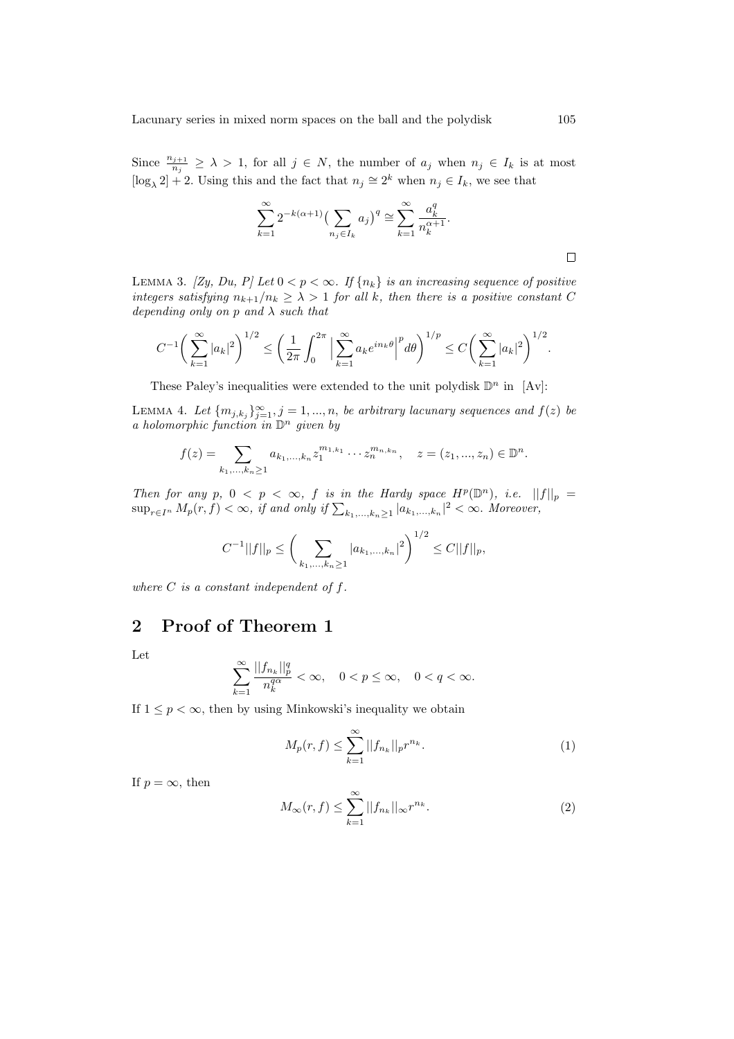Since $\frac{n_{j+1}}{n_j} \geq \lambda > 1$, for all $j \in N$, the number of $a_j$ when $n_j \in I_k$ is at most $[\log_\lambda 2] + 2$. Using this and the fact that $n_j \cong 2^k$ when $n_j \in I_k$, we see that

$$\sum_{k=1}^{\infty} 2^{-k(\alpha+1)} \big( \sum_{n_j \in I_k} a_j \big)^q \cong \sum_{k=1}^{\infty} \frac{a_k^q}{n_k^{\alpha+1}}.$$

□

LEMMA 3. *[Zy, Du, P] Let $0 < p < \infty$. If $\{n_k\}$ is an increasing sequence of positive integers satisfying $n_{k+1}/n_k \geq \lambda > 1$ for all $k$, then there is a positive constant $C$ depending only on $p$ and $\lambda$ such that*

$$C^{-1} \bigg( \sum_{k=1}^{\infty} |a_k|^2 \bigg)^{1/2} \leq \bigg( \frac{1}{2\pi} \int_0^{2\pi} \Big| \sum_{k=1}^{\infty} a_k e^{i n_k \theta} \Big|^p d\theta \bigg)^{1/p} \leq C \bigg( \sum_{k=1}^{\infty} |a_k|^2 \bigg)^{1/2}.$$

These Paley's inequalities were extended to the unit polydisk $\mathbb{D}^n$ in [Av]:

LEMMA 4. *Let $\{m_{j,k_j}\}_{j=1}^{\infty}, j = 1, ..., n$, be arbitrary lacunary sequences and $f(z)$ be a holomorphic function in $\mathbb{D}^n$ given by*

$$f(z) = \sum_{k_1, ..., k_n \geq 1} a_{k_1, ..., k_n} z_1^{m_{1,k_1}} \cdots z_n^{m_{n,k_n}}, \quad z = (z_1, ..., z_n) \in \mathbb{D}^n.$$

*Then for any $p$, $0 < p < \infty$, $f$ is in the Hardy space $H^p(\mathbb{D}^n)$, i.e. $||f||_p = \sup_{r \in I^n} M_p(r, f) < \infty$, if and only if $\sum_{k_1, ..., k_n \geq 1} |a_{k_1, ..., k_n}|^2 < \infty$. Moreover,*

$$C^{-1} ||f||_p \leq \bigg( \sum_{k_1, ..., k_n \geq 1} |a_{k_1, ..., k_n}|^2 \bigg)^{1/2} \leq C ||f||_p,$$

*where $C$ is a constant independent of $f$.*

## 2 Proof of Theorem 1

Let

$$\sum_{k=1}^{\infty} \frac{||f_{n_k}||_p^q}{n_k^{q\alpha}} < \infty, \quad 0 < p \leq \infty, \quad 0 < q < \infty.$$

If $1 \leq p < \infty$, then by using Minkowski's inequality we obtain

$$M_p(r, f) \leq \sum_{k=1}^{\infty} ||f_{n_k}||_p r^{n_k}. \tag{1}$$

If $p = \infty$, then

$$M_\infty(r, f) \leq \sum_{k=1}^{\infty} ||f_{n_k}||_\infty r^{n_k}. \tag{2}$$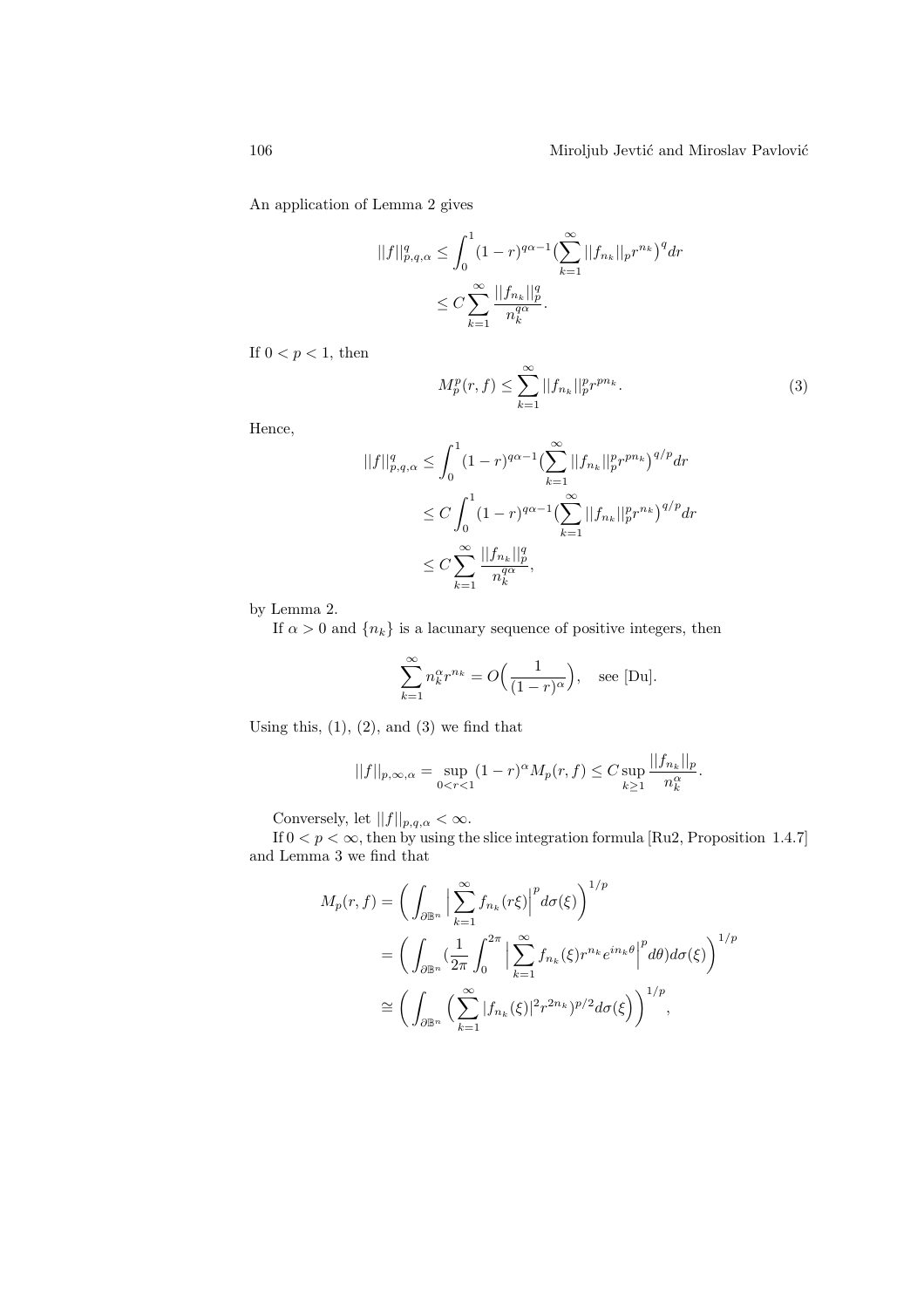An application of Lemma 2 gives

$$
\begin{aligned}
||f||_{p,q,\alpha}^q &\leq \int_0^1 (1-r)^{q\alpha-1}\Big(\sum_{k=1}^{\infty} ||f_{n_k}||_p r^{n_k}\Big)^q dr \\
&\leq C\sum_{k=1}^{\infty} \frac{||f_{n_k}||_p^q}{n_k^{q\alpha}}.
\end{aligned}
$$

If $0 < p < 1$, then

$$
M_p^p(r,f) \leq \sum_{k=1}^{\infty} ||f_{n_k}||_p^p r^{pn_k}. \tag{3}
$$

Hence,

$$
\begin{aligned}
||f||_{p,q,\alpha}^q &\leq \int_0^1 (1-r)^{q\alpha-1}\Big(\sum_{k=1}^{\infty} ||f_{n_k}||_p^p r^{pn_k}\Big)^{q/p} dr \\
&\leq C\int_0^1 (1-r)^{q\alpha-1}\Big(\sum_{k=1}^{\infty} ||f_{n_k}||_p^p r^{n_k}\Big)^{q/p} dr \\
&\leq C\sum_{k=1}^{\infty} \frac{||f_{n_k}||_p^q}{n_k^{q\alpha}},
\end{aligned}
$$

by Lemma 2.

If $\alpha > 0$ and $\{n_k\}$ is a lacunary sequence of positive integers, then

$$
\sum_{k=1}^{\infty} n_k^{\alpha} r^{n_k} = O\Big(\frac{1}{(1-r)^{\alpha}}\Big), \quad \text{see [Du].}
$$

Using this, (1), (2), and (3) we find that

$$
||f||_{p,\infty,\alpha} = \sup_{0<r<1}(1-r)^{\alpha} M_p(r,f) \leq C\sup_{k\geq 1}\frac{||f_{n_k}||_p}{n_k^{\alpha}}.
$$

Conversely, let $||f||_{p,q,\alpha} < \infty$.

If $0 < p < \infty$, then by using the slice integration formula [Ru2, Proposition 1.4.7] and Lemma 3 we find that

$$
\begin{aligned}
M_p(r,f) &= \bigg(\int_{\partial\mathbb{B}^n}\Big|\sum_{k=1}^{\infty} f_{n_k}(r\xi)\Big|^p d\sigma(\xi)\bigg)^{1/p} \\
&= \bigg(\int_{\partial\mathbb{B}^n}\big(\frac{1}{2\pi}\int_0^{2\pi}\Big|\sum_{k=1}^{\infty} f_{n_k}(\xi) r^{n_k} e^{in_k\theta}\Big|^p d\theta\big) d\sigma(\xi)\bigg)^{1/p} \\
&\cong \bigg(\int_{\partial\mathbb{B}^n}\Big(\sum_{k=1}^{\infty} |f_{n_k}(\xi)|^2 r^{2n_k}\Big)^{p/2} d\sigma(\xi)\bigg)^{1/p},
\end{aligned}
$$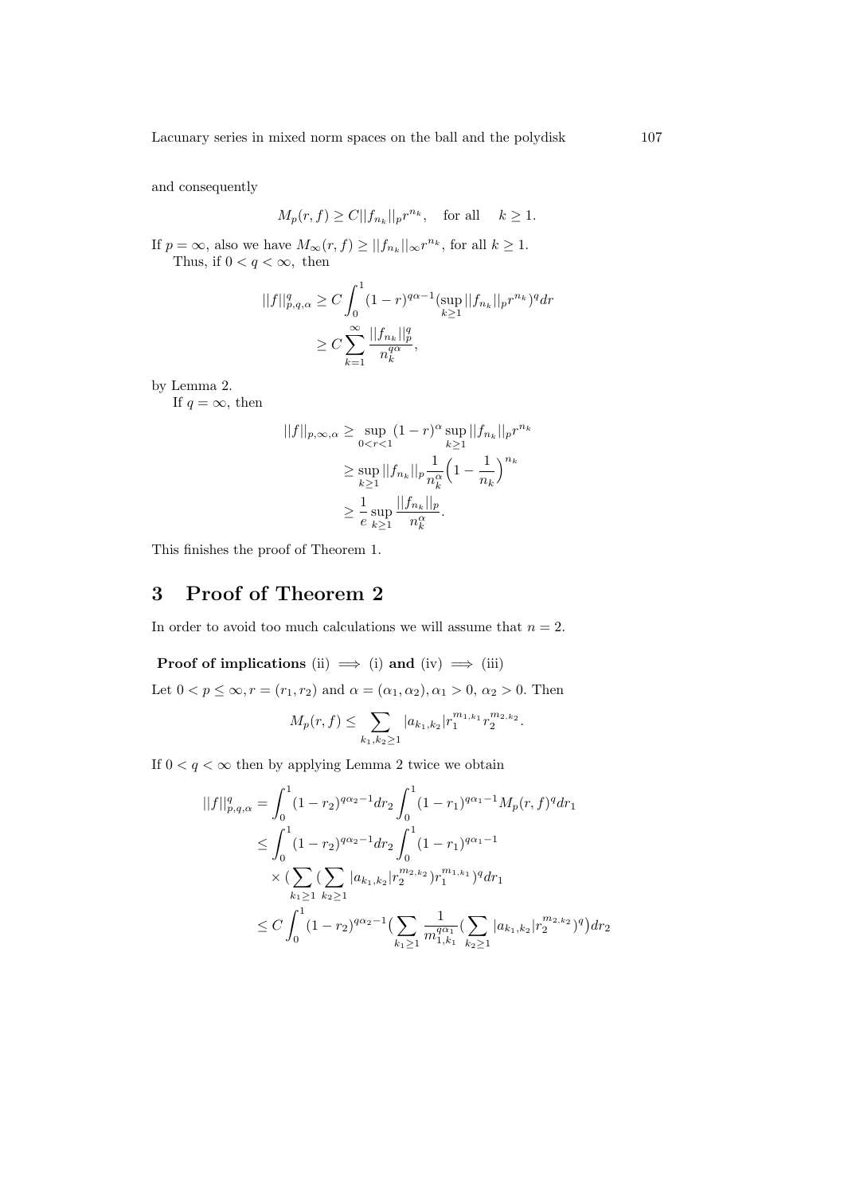and consequently

$$M_p(r,f) \geq C||f_{n_k}||_p r^{n_k}, \quad \text{for all} \quad k \geq 1.$$

If $p = \infty$, also we have $M_\infty(r,f) \geq ||f_{n_k}||_\infty r^{n_k}$, for all $k \geq 1$.

Thus, if $0 < q < \infty$, then

$$\begin{aligned}
||f||^q_{p,q,\alpha} &\geq C\int_0^1 (1-r)^{q\alpha-1}(\sup_{k\geq 1}||f_{n_k}||_p r^{n_k})^q dr \\
&\geq C\sum_{k=1}^{\infty}\frac{||f_{n_k}||_p^q}{n_k^{q\alpha}},
\end{aligned}$$

by Lemma 2.

If $q = \infty$, then

$$\begin{aligned}
||f||_{p,\infty,\alpha} &\geq \sup_{0<r<1}(1-r)^\alpha \sup_{k\geq 1}||f_{n_k}||_p r^{n_k} \\
&\geq \sup_{k\geq 1}||f_{n_k}||_p \frac{1}{n_k^\alpha}\Big(1-\frac{1}{n_k}\Big)^{n_k} \\
&\geq \frac{1}{e}\sup_{k\geq 1}\frac{||f_{n_k}||_p}{n_k^\alpha}.
\end{aligned}$$

This finishes the proof of Theorem 1.

## 3 Proof of Theorem 2

In order to avoid too much calculations we will assume that $n = 2$.

**Proof of implications** (ii) $\implies$ (i) **and** (iv) $\implies$ (iii)

Let $0 < p \leq \infty, r = (r_1, r_2)$ and $\alpha = (\alpha_1, \alpha_2), \alpha_1 > 0, \alpha_2 > 0$. Then

$$M_p(r,f) \leq \sum_{k_1,k_2\geq 1}|a_{k_1,k_2}|r_1^{m_{1,k_1}}r_2^{m_{2,k_2}}.$$

If $0 < q < \infty$ then by applying Lemma 2 twice we obtain

$$\begin{aligned}
||f||^q_{p,q,\alpha} &= \int_0^1(1-r_2)^{q\alpha_2-1}dr_2\int_0^1(1-r_1)^{q\alpha_1-1}M_p(r,f)^q dr_1 \\
&\leq \int_0^1(1-r_2)^{q\alpha_2-1}dr_2\int_0^1(1-r_1)^{q\alpha_1-1} \\
&\quad\times(\sum_{k_1\geq 1}(\sum_{k_2\geq 1}|a_{k_1,k_2}|r_2^{m_{2,k_2}})r_1^{m_{1,k_1}})^q dr_1 \\
&\leq C\int_0^1(1-r_2)^{q\alpha_2-1}\Big(\sum_{k_1\geq 1}\frac{1}{m_{1,k_1}^{q\alpha_1}}(\sum_{k_2\geq 1}|a_{k_1,k_2}|r_2^{m_{2,k_2}})^q\Big)dr_2
\end{aligned}$$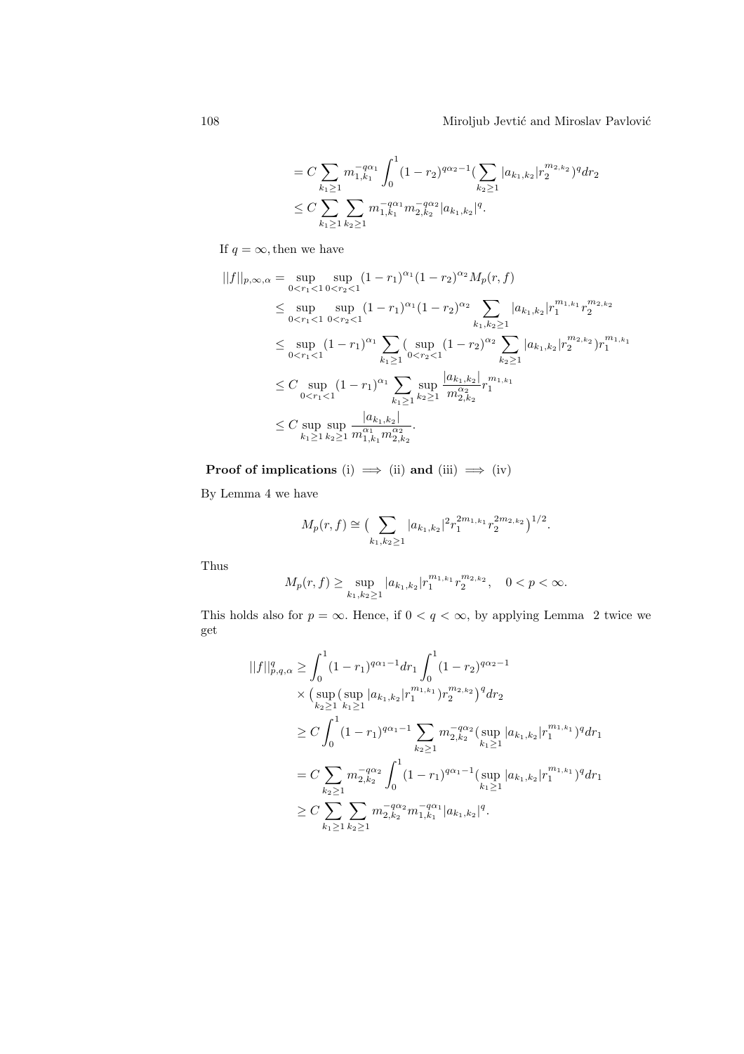$$
\begin{aligned}
&= C\sum_{k_1\geq 1} m_{1,k_1}^{-q\alpha_1}\int_0^1 (1-r_2)^{q\alpha_2-1}\big(\sum_{k_2\geq 1}|a_{k_1,k_2}|r_2^{m_{2,k_2}}\big)^q dr_2\\
&\leq C\sum_{k_1\geq 1}\sum_{k_2\geq 1} m_{1,k_1}^{-q\alpha_1}m_{2,k_2}^{-q\alpha_2}|a_{k_1,k_2}|^q.
\end{aligned}
$$

If $q=\infty$, then we have

$$
\begin{aligned}
||f||_{p,\infty,\alpha} &= \sup_{0<r_1<1}\sup_{0<r_2<1}(1-r_1)^{\alpha_1}(1-r_2)^{\alpha_2}M_p(r,f)\\
&\leq \sup_{0<r_1<1}\sup_{0<r_2<1}(1-r_1)^{\alpha_1}(1-r_2)^{\alpha_2}\sum_{k_1,k_2\geq 1}|a_{k_1,k_2}|r_1^{m_{1,k_1}}r_2^{m_{2,k_2}}\\
&\leq \sup_{0<r_1<1}(1-r_1)^{\alpha_1}\sum_{k_1\geq 1}\big(\sup_{0<r_2<1}(1-r_2)^{\alpha_2}\sum_{k_2\geq 1}|a_{k_1,k_2}|r_2^{m_{2,k_2}}\big)r_1^{m_{1,k_1}}\\
&\leq C\sup_{0<r_1<1}(1-r_1)^{\alpha_1}\sum_{k_1\geq 1}\sup_{k_2\geq 1}\frac{|a_{k_1,k_2}|}{m_{2,k_2}^{\alpha_2}}r_1^{m_{1,k_1}}\\
&\leq C\sup_{k_1\geq 1}\sup_{k_2\geq 1}\frac{|a_{k_1,k_2}|}{m_{1,k_1}^{\alpha_1}m_{2,k_2}^{\alpha_2}}.
\end{aligned}
$$

**Proof of implications** (i) $\Longrightarrow$ (ii) **and** (iii) $\Longrightarrow$ (iv)

By Lemma 4 we have

$$
M_p(r,f)\cong \big(\sum_{k_1,k_2\geq 1}|a_{k_1,k_2}|^2 r_1^{2m_{1,k_1}}r_2^{2m_{2,k_2}}\big)^{1/2}.
$$

Thus

$$
M_p(r,f)\geq \sup_{k_1,k_2\geq 1}|a_{k_1,k_2}|r_1^{m_{1,k_1}}r_2^{m_{2,k_2}}, \quad 0<p<\infty.
$$

This holds also for $p=\infty$. Hence, if $0<q<\infty$, by applying Lemma 2 twice we get

$$
\begin{aligned}
||f||_{p,q,\alpha}^q &\geq \int_0^1(1-r_1)^{q\alpha_1-1}dr_1\int_0^1(1-r_2)^{q\alpha_2-1}\\
&\quad\times\big(\sup_{k_2\geq 1}\big(\sup_{k_1\geq 1}|a_{k_1,k_2}|r_1^{m_{1,k_1}}\big)r_2^{m_{2,k_2}}\big)^q dr_2\\
&\geq C\int_0^1(1-r_1)^{q\alpha_1-1}\sum_{k_2\geq 1}m_{2,k_2}^{-q\alpha_2}\big(\sup_{k_1\geq 1}|a_{k_1,k_2}|r_1^{m_{1,k_1}}\big)^q dr_1\\
&= C\sum_{k_2\geq 1}m_{2,k_2}^{-q\alpha_2}\int_0^1(1-r_1)^{q\alpha_1-1}\big(\sup_{k_1\geq 1}|a_{k_1,k_2}|r_1^{m_{1,k_1}}\big)^q dr_1\\
&\geq C\sum_{k_1\geq 1}\sum_{k_2\geq 1}m_{2,k_2}^{-q\alpha_2}m_{1,k_1}^{-q\alpha_1}|a_{k_1,k_2}|^q.
\end{aligned}
$$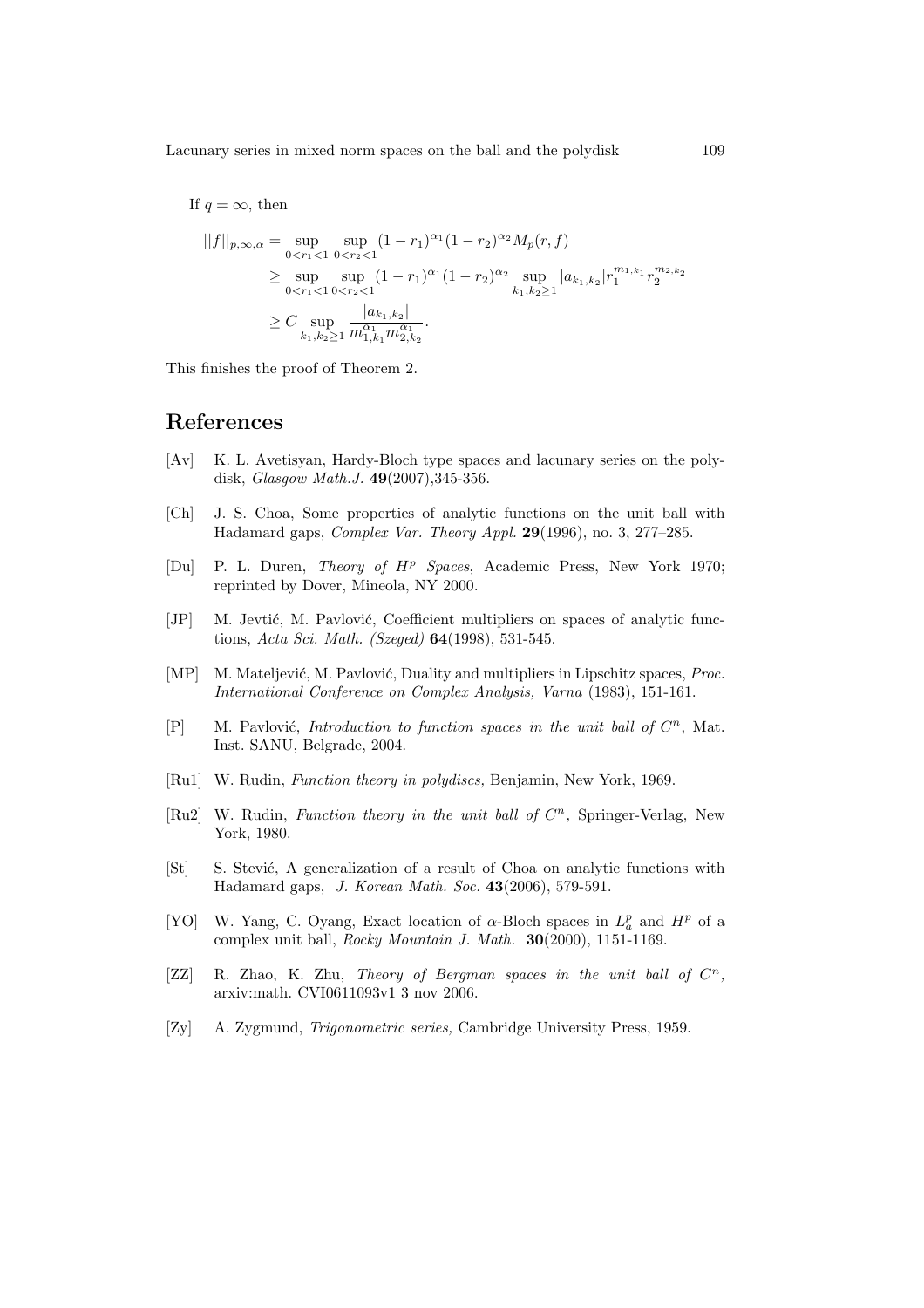If $q = \infty$, then

$$
\begin{aligned}
||f||_{p,\infty,\alpha} &= \sup_{0<r_1<1} \sup_{0<r_2<1} (1-r_1)^{\alpha_1}(1-r_2)^{\alpha_2} M_p(r,f) \\
&\geq \sup_{0<r_1<1} \sup_{0<r_2<1} (1-r_1)^{\alpha_1}(1-r_2)^{\alpha_2} \sup_{k_1,k_2\geq 1} |a_{k_1,k_2}| r_1^{m_{1,k_1}} r_2^{m_{2,k_2}} \\
&\geq C \sup_{k_1,k_2\geq 1} \frac{|a_{k_1,k_2}|}{m_{1,k_1}^{\alpha_1} m_{2,k_2}^{\alpha_1}}.
\end{aligned}
$$

This finishes the proof of Theorem 2.

# References

- [Av] K. L. Avetisyan, Hardy-Bloch type spaces and lacunary series on the polydisk, *Glasgow Math.J.* **49**(2007),345-356.
- [Ch] J. S. Choa, Some properties of analytic functions on the unit ball with Hadamard gaps, *Complex Var. Theory Appl.* **29**(1996), no. 3, 277–285.
- [Du] P. L. Duren, *Theory of $H^p$ Spaces*, Academic Press, New York 1970; reprinted by Dover, Mineola, NY 2000.
- [JP] M. Jevtić, M. Pavlović, Coefficient multipliers on spaces of analytic functions, *Acta Sci. Math. (Szeged)* **64**(1998), 531-545.
- [MP] M. Mateljević, M. Pavlović, Duality and multipliers in Lipschitz spaces, *Proc. International Conference on Complex Analysis, Varna* (1983), 151-161.
- [P] M. Pavlović, *Introduction to function spaces in the unit ball of $C^n$*, Mat. Inst. SANU, Belgrade, 2004.
- [Ru1] W. Rudin, *Function theory in polydiscs,* Benjamin, New York, 1969.
- [Ru2] W. Rudin, *Function theory in the unit ball of $C^n$,* Springer-Verlag, New York, 1980.
- [St] S. Stević, A generalization of a result of Choa on analytic functions with Hadamard gaps, *J. Korean Math. Soc.* **43**(2006), 579-591.
- [YO] W. Yang, C. Oyang, Exact location of $\alpha$-Bloch spaces in $L^p_a$ and $H^p$ of a complex unit ball, *Rocky Mountain J. Math.* **30**(2000), 1151-1169.
- [ZZ] R. Zhao, K. Zhu, *Theory of Bergman spaces in the unit ball of $C^n$,* arxiv:math. CVI0611093v1 3 nov 2006.
- [Zy] A. Zygmund, *Trigonometric series,* Cambridge University Press, 1959.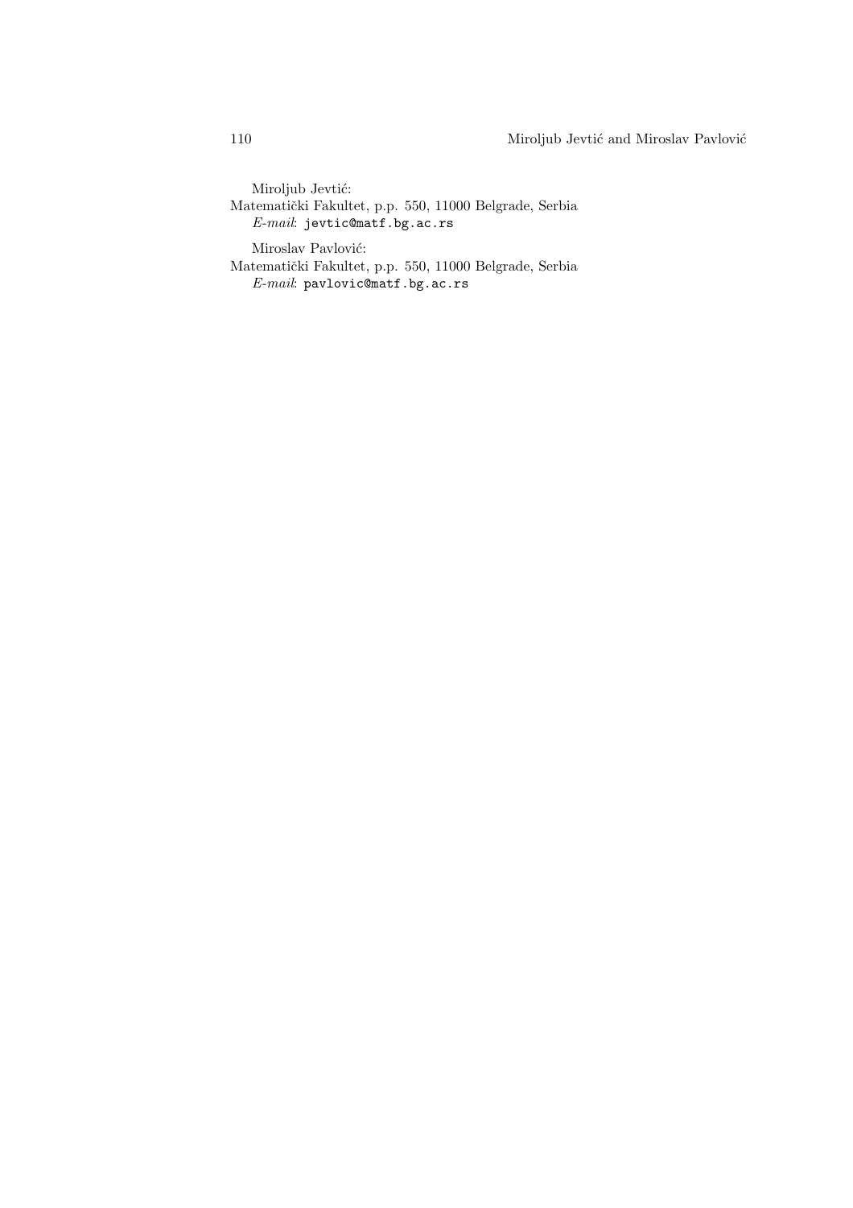Miroljub Jevtić:
Matematički Fakultet, p.p. 550, 11000 Belgrade, Serbia
*E-mail*: `jevtic@matf.bg.ac.rs`

Miroslav Pavlović:
Matematički Fakultet, p.p. 550, 11000 Belgrade, Serbia
*E-mail*: `pavlovic@matf.bg.ac.rs`